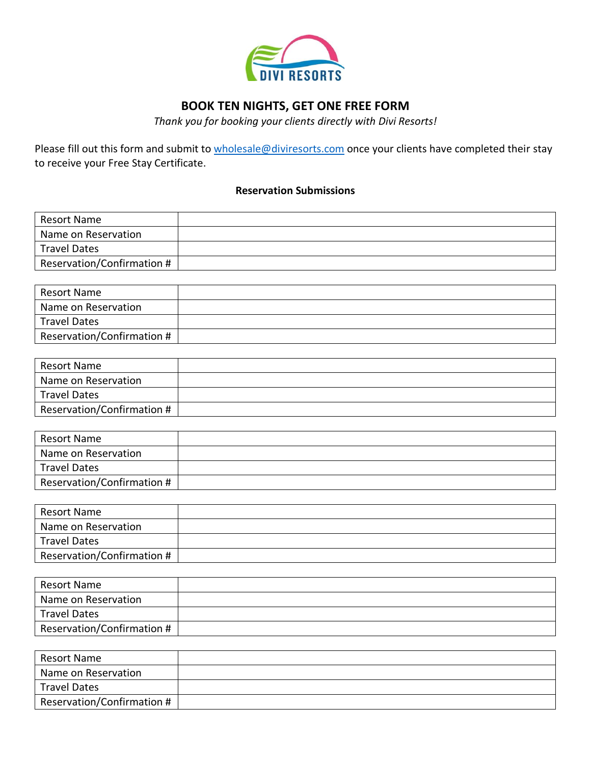DIVI RESORTS

# BOOK TEN NIGHTS, GET ONE FREE FORM

*Thank you for booking your clients directly with Divi Resorts!*

Please fill out this form and submit to wholesale@diviresorts.com once your clients have completed their stay to receive your Free Stay Certificate.

**Reservation Submissions**

| Resort Name | |
|---|---|
| Name on Reservation | |
| Travel Dates | |
| Reservation/Confirmation # | |

| Resort Name | |
|---|---|
| Name on Reservation | |
| Travel Dates | |
| Reservation/Confirmation # | |

| Resort Name | |
|---|---|
| Name on Reservation | |
| Travel Dates | |
| Reservation/Confirmation # | |

| Resort Name | |
|---|---|
| Name on Reservation | |
| Travel Dates | |
| Reservation/Confirmation # | |

| Resort Name | |
|---|---|
| Name on Reservation | |
| Travel Dates | |
| Reservation/Confirmation # | |

| Resort Name | |
|---|---|
| Name on Reservation | |
| Travel Dates | |
| Reservation/Confirmation # | |

| Resort Name | |
|---|---|
| Name on Reservation | |
| Travel Dates | |
| Reservation/Confirmation # | |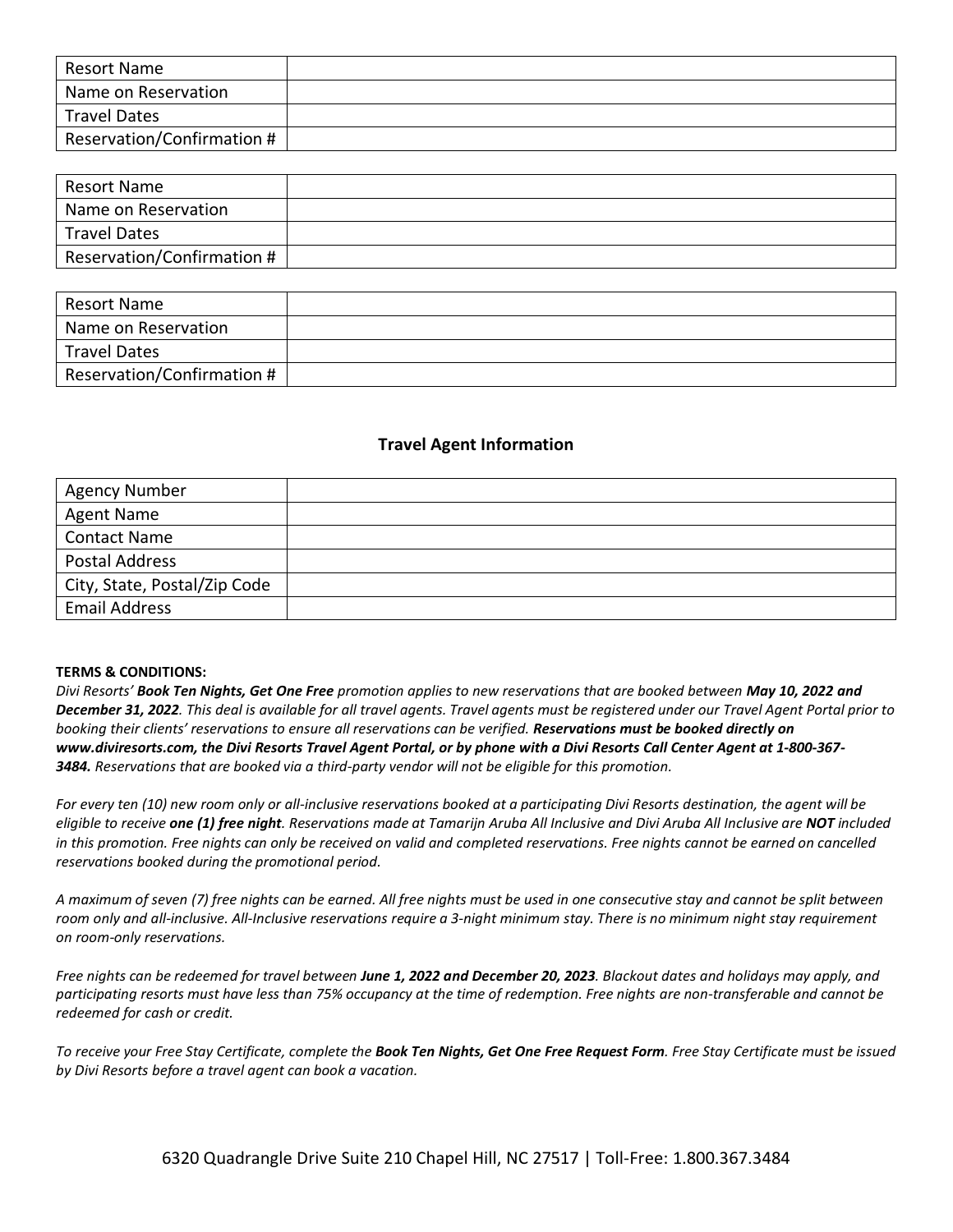| | |
|---|---|
| Resort Name | |
| Name on Reservation | |
| Travel Dates | |
| Reservation/Confirmation # | |

| | |
|---|---|
| Resort Name | |
| Name on Reservation | |
| Travel Dates | |
| Reservation/Confirmation # | |

| | |
|---|---|
| Resort Name | |
| Name on Reservation | |
| Travel Dates | |
| Reservation/Confirmation # | |

## Travel Agent Information

| | |
|---|---|
| Agency Number | |
| Agent Name | |
| Contact Name | |
| Postal Address | |
| City, State, Postal/Zip Code | |
| Email Address | |

**TERMS & CONDITIONS:**

*Divi Resorts' **Book Ten Nights, Get One Free** promotion applies to new reservations that are booked between **May 10, 2022 and December 31, 2022**. This deal is available for all travel agents. Travel agents must be registered under our Travel Agent Portal prior to booking their clients' reservations to ensure all reservations can be verified. **Reservations must be booked directly on www.diviresorts.com, the Divi Resorts Travel Agent Portal, or by phone with a Divi Resorts Call Center Agent at 1-800-367-3484.** Reservations that are booked via a third-party vendor will not be eligible for this promotion.*

*For every ten (10) new room only or all-inclusive reservations booked at a participating Divi Resorts destination, the agent will be eligible to receive **one (1) free night**. Reservations made at Tamarijn Aruba All Inclusive and Divi Aruba All Inclusive are **NOT** included in this promotion. Free nights can only be received on valid and completed reservations. Free nights cannot be earned on cancelled reservations booked during the promotional period.*

*A maximum of seven (7) free nights can be earned. All free nights must be used in one consecutive stay and cannot be split between room only and all-inclusive. All-Inclusive reservations require a 3-night minimum stay. There is no minimum night stay requirement on room-only reservations.*

*Free nights can be redeemed for travel between **June 1, 2022 and December 20, 2023**. Blackout dates and holidays may apply, and participating resorts must have less than 75% occupancy at the time of redemption. Free nights are non-transferable and cannot be redeemed for cash or credit.*

*To receive your Free Stay Certificate, complete the **Book Ten Nights, Get One Free Request Form**. Free Stay Certificate must be issued by Divi Resorts before a travel agent can book a vacation.*

6320 Quadrangle Drive Suite 210 Chapel Hill, NC 27517 | Toll-Free: 1.800.367.3484